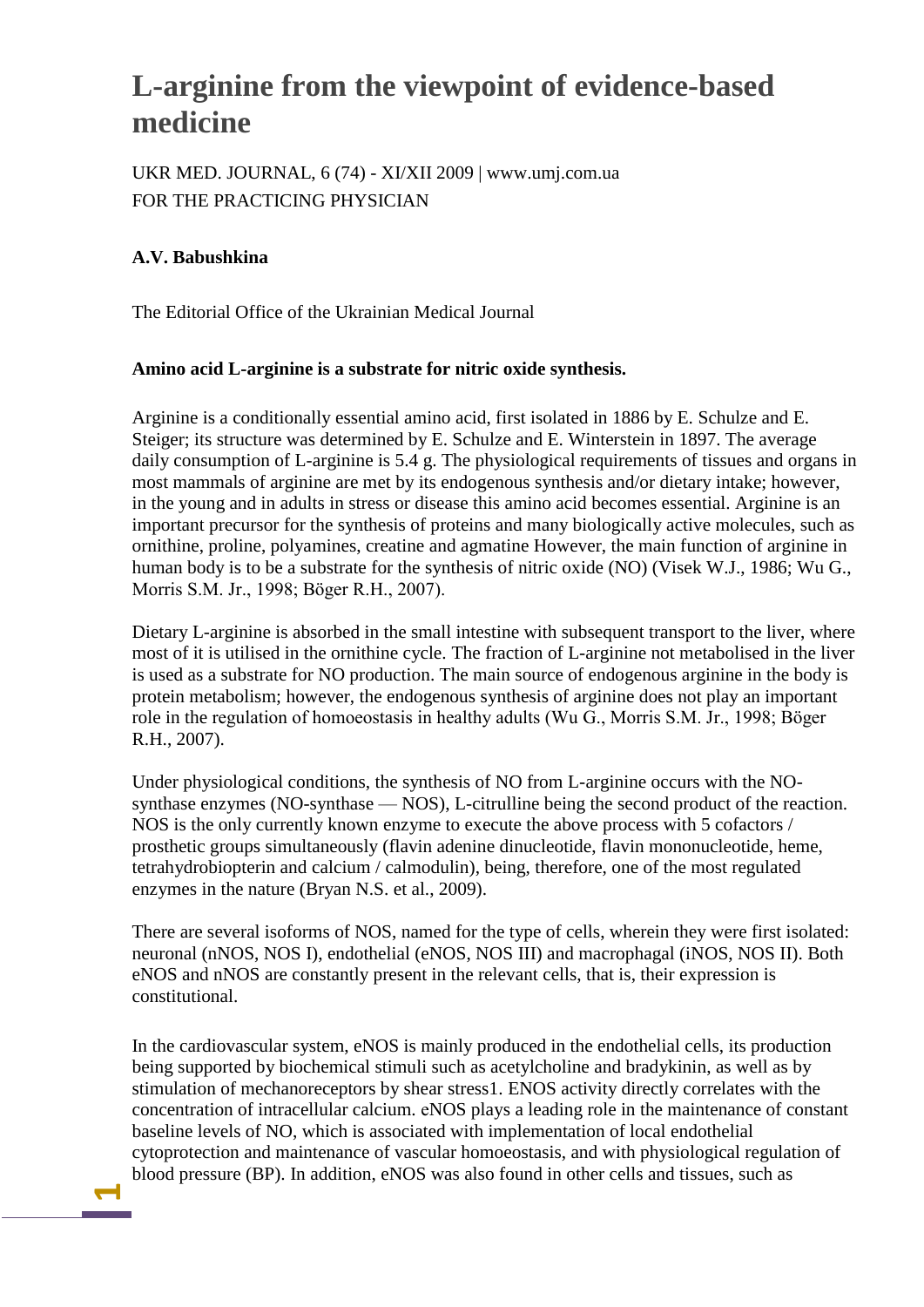# L-arginine from the viewpoint of evidence-based medicine

UKR MED. JOURNAL, 6 (74) - XI/XII 2009 | www.umj.com.ua
FOR THE PRACTICING PHYSICIAN

**A.V. Babushkina**

The Editorial Office of the Ukrainian Medical Journal

**Amino acid L-arginine is a substrate for nitric oxide synthesis.**

Arginine is a conditionally essential amino acid, first isolated in 1886 by E. Schulze and E. Steiger; its structure was determined by E. Schulze and E. Winterstein in 1897. The average daily consumption of L-arginine is 5.4 g. The physiological requirements of tissues and organs in most mammals of arginine are met by its endogenous synthesis and/or dietary intake; however, in the young and in adults in stress or disease this amino acid becomes essential. Arginine is an important precursor for the synthesis of proteins and many biologically active molecules, such as ornithine, proline, polyamines, creatine and agmatine However, the main function of arginine in human body is to be a substrate for the synthesis of nitric oxide (NO) (Visek W.J., 1986; Wu G., Morris S.M. Jr., 1998; Böger R.H., 2007).

Dietary L-arginine is absorbed in the small intestine with subsequent transport to the liver, where most of it is utilised in the ornithine cycle. The fraction of L-arginine not metabolised in the liver is used as a substrate for NO production. The main source of endogenous arginine in the body is protein metabolism; however, the endogenous synthesis of arginine does not play an important role in the regulation of homoeostasis in healthy adults (Wu G., Morris S.M. Jr., 1998; Böger R.H., 2007).

Under physiological conditions, the synthesis of NO from L-arginine occurs with the NO-synthase enzymes (NO-synthase — NOS), L-citrulline being the second product of the reaction. NOS is the only currently known enzyme to execute the above process with 5 cofactors / prosthetic groups simultaneously (flavin adenine dinucleotide, flavin mononucleotide, heme, tetrahydrobiopterin and calcium / calmodulin), being, therefore, one of the most regulated enzymes in the nature (Bryan N.S. et al., 2009).

There are several isoforms of NOS, named for the type of cells, wherein they were first isolated: neuronal (nNOS, NOS I), endothelial (eNOS, NOS III) and macrophagal (iNOS, NOS II). Both eNOS and nNOS are constantly present in the relevant cells, that is, their expression is constitutional.

In the cardiovascular system, eNOS is mainly produced in the endothelial cells, its production being supported by biochemical stimuli such as acetylcholine and bradykinin, as well as by stimulation of mechanoreceptors by shear stress1. ENOS activity directly correlates with the concentration of intracellular calcium. eNOS plays a leading role in the maintenance of constant baseline levels of NO, which is associated with implementation of local endothelial cytoprotection and maintenance of vascular homoeostasis, and with physiological regulation of blood pressure (BP). In addition, eNOS was also found in other cells and tissues, such as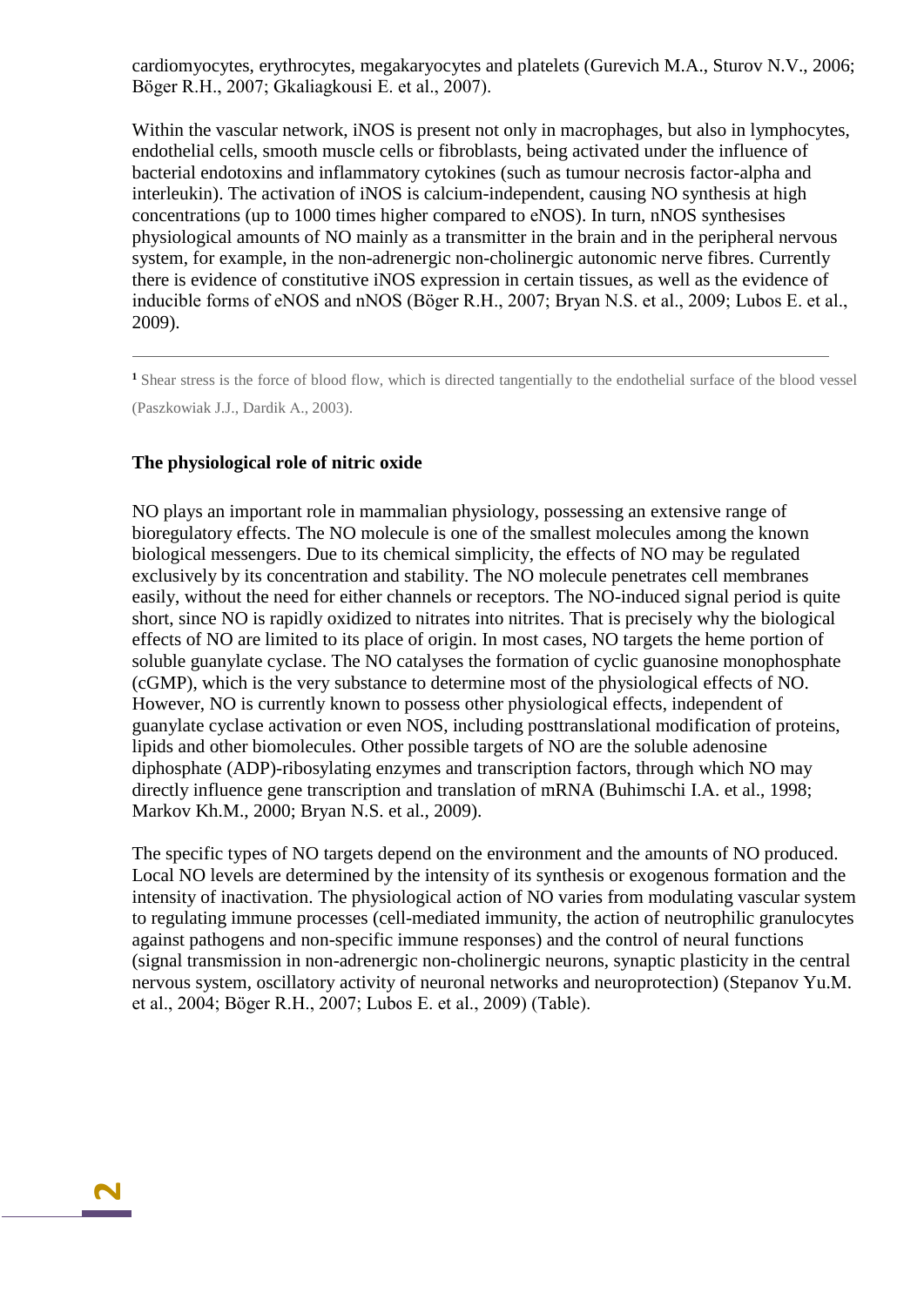cardiomyocytes, erythrocytes, megakaryocytes and platelets (Gurevich M.A., Sturov N.V., 2006; Böger R.H., 2007; Gkaliagkousi E. et al., 2007).

Within the vascular network, iNOS is present not only in macrophages, but also in lymphocytes, endothelial cells, smooth muscle cells or fibroblasts, being activated under the influence of bacterial endotoxins and inflammatory cytokines (such as tumour necrosis factor-alpha and interleukin). The activation of iNOS is calcium-independent, causing NO synthesis at high concentrations (up to 1000 times higher compared to eNOS). In turn, nNOS synthesises physiological amounts of NO mainly as a transmitter in the brain and in the peripheral nervous system, for example, in the non-adrenergic non-cholinergic autonomic nerve fibres. Currently there is evidence of constitutive iNOS expression in certain tissues, as well as the evidence of inducible forms of eNOS and nNOS (Böger R.H., 2007; Bryan N.S. et al., 2009; Lubos E. et al., 2009).

---

[1] Shear stress is the force of blood flow, which is directed tangentially to the endothelial surface of the blood vessel (Paszkowiak J.J., Dardik A., 2003).

**The physiological role of nitric oxide**

NO plays an important role in mammalian physiology, possessing an extensive range of bioregulatory effects. The NO molecule is one of the smallest molecules among the known biological messengers. Due to its chemical simplicity, the effects of NO may be regulated exclusively by its concentration and stability. The NO molecule penetrates cell membranes easily, without the need for either channels or receptors. The NO-induced signal period is quite short, since NO is rapidly oxidized to nitrates into nitrites. That is precisely why the biological effects of NO are limited to its place of origin. In most cases, NO targets the heme portion of soluble guanylate cyclase. The NO catalyses the formation of cyclic guanosine monophosphate (cGMP), which is the very substance to determine most of the physiological effects of NO. However, NO is currently known to possess other physiological effects, independent of guanylate cyclase activation or even NOS, including posttranslational modification of proteins, lipids and other biomolecules. Other possible targets of NO are the soluble adenosine diphosphate (ADP)-ribosylating enzymes and transcription factors, through which NO may directly influence gene transcription and translation of mRNA (Buhimschi I.A. et al., 1998; Markov Kh.M., 2000; Bryan N.S. et al., 2009).

The specific types of NO targets depend on the environment and the amounts of NO produced. Local NO levels are determined by the intensity of its synthesis or exogenous formation and the intensity of inactivation. The physiological action of NO varies from modulating vascular system to regulating immune processes (cell-mediated immunity, the action of neutrophilic granulocytes against pathogens and non-specific immune responses) and the control of neural functions (signal transmission in non-adrenergic non-cholinergic neurons, synaptic plasticity in the central nervous system, oscillatory activity of neuronal networks and neuroprotection) (Stepanov Yu.M. et al., 2004; Böger R.H., 2007; Lubos E. et al., 2009) (Table).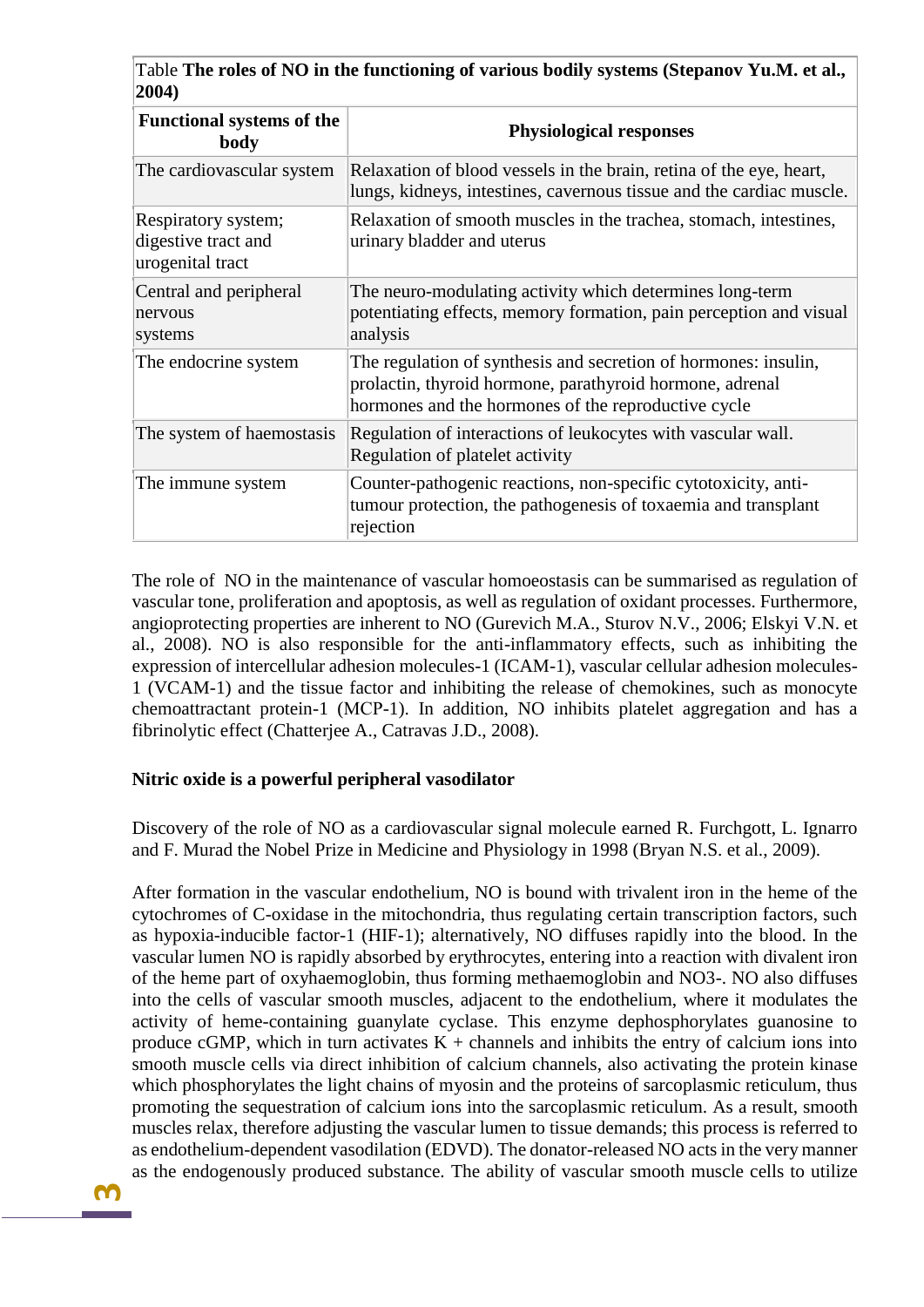Table **The roles of NO in the functioning of various bodily systems (Stepanov Yu.M. et al., 2004)**

| **Functional systems of the body** | **Physiological responses** |
|---|---|
| The cardiovascular system | Relaxation of blood vessels in the brain, retina of the eye, heart, lungs, kidneys, intestines, cavernous tissue and the cardiac muscle. |
| Respiratory system; digestive tract and urogenital tract | Relaxation of smooth muscles in the trachea, stomach, intestines, urinary bladder and uterus |
| Central and peripheral nervous systems | The neuro-modulating activity which determines long-term potentiating effects, memory formation, pain perception and visual analysis |
| The endocrine system | The regulation of synthesis and secretion of hormones: insulin, prolactin, thyroid hormone, parathyroid hormone, adrenal hormones and the hormones of the reproductive cycle |
| The system of haemostasis | Regulation of interactions of leukocytes with vascular wall. Regulation of platelet activity |
| The immune system | Counter-pathogenic reactions, non-specific cytotoxicity, anti-tumour protection, the pathogenesis of toxaemia and transplant rejection |

The role of NO in the maintenance of vascular homoeostasis can be summarised as regulation of vascular tone, proliferation and apoptosis, as well as regulation of oxidant processes. Furthermore, angioprotecting properties are inherent to NO (Gurevich M.A., Sturov N.V., 2006; Elskyi V.N. et al., 2008). NO is also responsible for the anti-inflammatory effects, such as inhibiting the expression of intercellular adhesion molecules-1 (ICAM-1), vascular cellular adhesion molecules-1 (VCAM-1) and the tissue factor and inhibiting the release of chemokines, such as monocyte chemoattractant protein-1 (MCP-1). In addition, NO inhibits platelet aggregation and has a fibrinolytic effect (Chatterjee A., Catravas J.D., 2008).

**Nitric oxide is a powerful peripheral vasodilator**

Discovery of the role of NO as a cardiovascular signal molecule earned R. Furchgott, L. Ignarro and F. Murad the Nobel Prize in Medicine and Physiology in 1998 (Bryan N.S. et al., 2009).

After formation in the vascular endothelium, NO is bound with trivalent iron in the heme of the cytochromes of C-oxidase in the mitochondria, thus regulating certain transcription factors, such as hypoxia-inducible factor-1 (HIF-1); alternatively, NO diffuses rapidly into the blood. In the vascular lumen NO is rapidly absorbed by erythrocytes, entering into a reaction with divalent iron of the heme part of oxyhaemoglobin, thus forming methaemoglobin and $NO_3^-$. NO also diffuses into the cells of vascular smooth muscles, adjacent to the endothelium, where it modulates the activity of heme-containing guanylate cyclase. This enzyme dephosphorylates guanosine to produce cGMP, which in turn activates $K^+$ channels and inhibits the entry of calcium ions into smooth muscle cells via direct inhibition of calcium channels, also activating the protein kinase which phosphorylates the light chains of myosin and the proteins of sarcoplasmic reticulum, thus promoting the sequestration of calcium ions into the sarcoplasmic reticulum. As a result, smooth muscles relax, therefore adjusting the vascular lumen to tissue demands; this process is referred to as endothelium-dependent vasodilation (EDVD). The donator-released NO acts in the very manner as the endogenously produced substance. The ability of vascular smooth muscle cells to utilize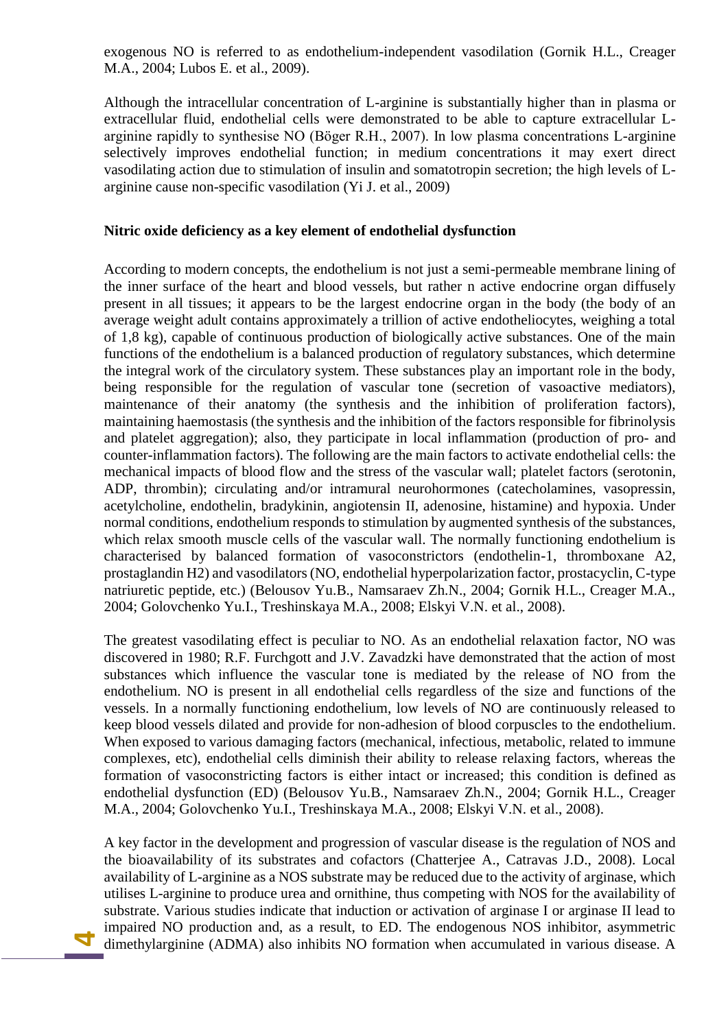exogenous NO is referred to as endothelium-independent vasodilation (Gornik H.L., Creager M.A., 2004; Lubos E. et al., 2009).

Although the intracellular concentration of L-arginine is substantially higher than in plasma or extracellular fluid, endothelial cells were demonstrated to be able to capture extracellular L-arginine rapidly to synthesise NO (Böger R.H., 2007). In low plasma concentrations L-arginine selectively improves endothelial function; in medium concentrations it may exert direct vasodilating action due to stimulation of insulin and somatotropin secretion; the high levels of L-arginine cause non-specific vasodilation (Yi J. et al., 2009)

**Nitric oxide deficiency as a key element of endothelial dysfunction**

According to modern concepts, the endothelium is not just a semi-permeable membrane lining of the inner surface of the heart and blood vessels, but rather n active endocrine organ diffusely present in all tissues; it appears to be the largest endocrine organ in the body (the body of an average weight adult contains approximately a trillion of active endotheliocytes, weighing a total of 1,8 kg), capable of continuous production of biologically active substances. One of the main functions of the endothelium is a balanced production of regulatory substances, which determine the integral work of the circulatory system. These substances play an important role in the body, being responsible for the regulation of vascular tone (secretion of vasoactive mediators), maintenance of their anatomy (the synthesis and the inhibition of proliferation factors), maintaining haemostasis (the synthesis and the inhibition of the factors responsible for fibrinolysis and platelet aggregation); also, they participate in local inflammation (production of pro- and counter-inflammation factors). The following are the main factors to activate endothelial cells: the mechanical impacts of blood flow and the stress of the vascular wall; platelet factors (serotonin, ADP, thrombin); circulating and/or intramural neurohormones (catecholamines, vasopressin, acetylcholine, endothelin, bradykinin, angiotensin II, adenosine, histamine) and hypoxia. Under normal conditions, endothelium responds to stimulation by augmented synthesis of the substances, which relax smooth muscle cells of the vascular wall. The normally functioning endothelium is characterised by balanced formation of vasoconstrictors (endothelin-1, thromboxane A2, prostaglandin H2) and vasodilators (NO, endothelial hyperpolarization factor, prostacyclin, C-type natriuretic peptide, etc.) (Belousov Yu.B., Namsaraev Zh.N., 2004; Gornik H.L., Creager M.A., 2004; Golovchenko Yu.I., Treshinskaya M.A., 2008; Elskyi V.N. et al., 2008).

The greatest vasodilating effect is peculiar to NO. As an endothelial relaxation factor, NO was discovered in 1980; R.F. Furchgott and J.V. Zavadzki have demonstrated that the action of most substances which influence the vascular tone is mediated by the release of NO from the endothelium. NO is present in all endothelial cells regardless of the size and functions of the vessels. In a normally functioning endothelium, low levels of NO are continuously released to keep blood vessels dilated and provide for non-adhesion of blood corpuscles to the endothelium. When exposed to various damaging factors (mechanical, infectious, metabolic, related to immune complexes, etc), endothelial cells diminish their ability to release relaxing factors, whereas the formation of vasoconstricting factors is either intact or increased; this condition is defined as endothelial dysfunction (ED) (Belousov Yu.B., Namsaraev Zh.N., 2004; Gornik H.L., Creager M.A., 2004; Golovchenko Yu.I., Treshinskaya M.A., 2008; Elskyi V.N. et al., 2008).

A key factor in the development and progression of vascular disease is the regulation of NOS and the bioavailability of its substrates and cofactors (Chatterjee A., Catravas J.D., 2008). Local availability of L-arginine as a NOS substrate may be reduced due to the activity of arginase, which utilises L-arginine to produce urea and ornithine, thus competing with NOS for the availability of substrate. Various studies indicate that induction or activation of arginase I or arginase II lead to impaired NO production and, as a result, to ED. The endogenous NOS inhibitor, asymmetric dimethylarginine (ADMA) also inhibits NO formation when accumulated in various disease. A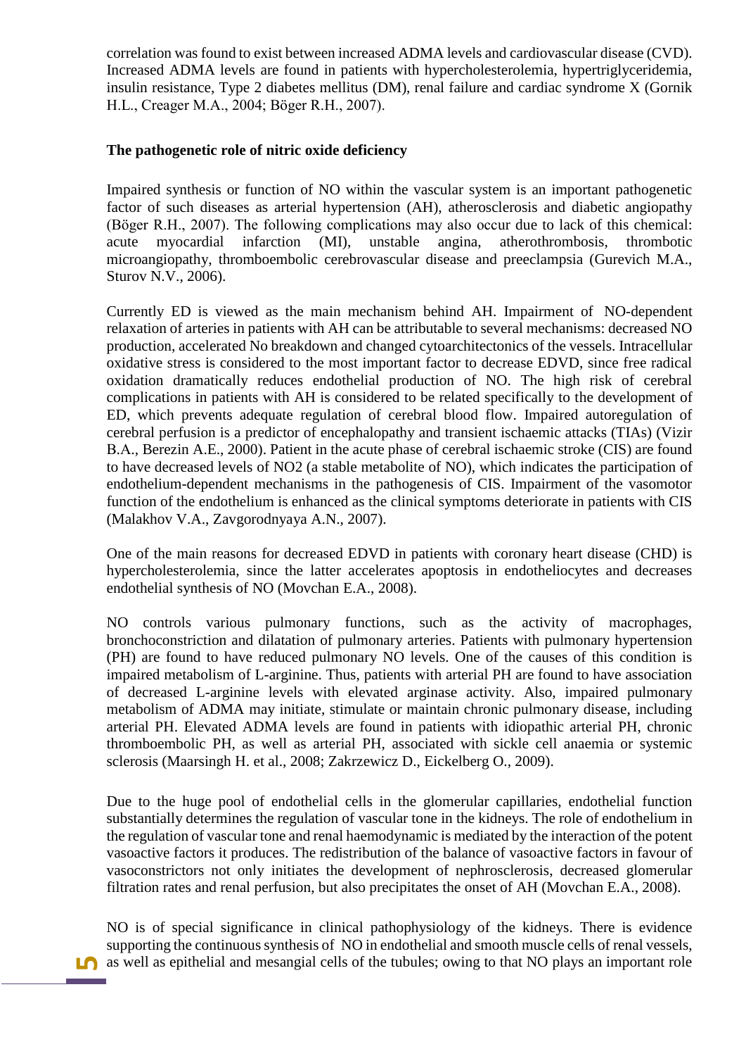correlation was found to exist between increased ADMA levels and cardiovascular disease (CVD). Increased ADMA levels are found in patients with hypercholesterolemia, hypertriglyceridemia, insulin resistance, Type 2 diabetes mellitus (DM), renal failure and cardiac syndrome X (Gornik H.L., Creager M.A., 2004; Böger R.H., 2007).

**The pathogenetic role of nitric oxide deficiency**

Impaired synthesis or function of NO within the vascular system is an important pathogenetic factor of such diseases as arterial hypertension (AH), atherosclerosis and diabetic angiopathy (Böger R.H., 2007). The following complications may also occur due to lack of this chemical: acute myocardial infarction (MI), unstable angina, atherothrombosis, thrombotic microangiopathy, thromboembolic cerebrovascular disease and preeclampsia (Gurevich M.A., Sturov N.V., 2006).

Currently ED is viewed as the main mechanism behind AH. Impairment of NO-dependent relaxation of arteries in patients with AH can be attributable to several mechanisms: decreased NO production, accelerated No breakdown and changed cytoarchitectonics of the vessels. Intracellular oxidative stress is considered to the most important factor to decrease EDVD, since free radical oxidation dramatically reduces endothelial production of NO. The high risk of cerebral complications in patients with AH is considered to be related specifically to the development of ED, which prevents adequate regulation of cerebral blood flow. Impaired autoregulation of cerebral perfusion is a predictor of encephalopathy and transient ischaemic attacks (TIAs) (Vizir B.A., Berezin A.E., 2000). Patient in the acute phase of cerebral ischaemic stroke (CIS) are found to have decreased levels of $NO_2$ (a stable metabolite of NO), which indicates the participation of endothelium-dependent mechanisms in the pathogenesis of CIS. Impairment of the vasomotor function of the endothelium is enhanced as the clinical symptoms deteriorate in patients with CIS (Malakhov V.A., Zavgorodnyaya A.N., 2007).

One of the main reasons for decreased EDVD in patients with coronary heart disease (CHD) is hypercholesterolemia, since the latter accelerates apoptosis in endotheliocytes and decreases endothelial synthesis of NO (Movchan E.A., 2008).

NO controls various pulmonary functions, such as the activity of macrophages, bronchoconstriction and dilatation of pulmonary arteries. Patients with pulmonary hypertension (PH) are found to have reduced pulmonary NO levels. One of the causes of this condition is impaired metabolism of L-arginine. Thus, patients with arterial PH are found to have association of decreased L-arginine levels with elevated arginase activity. Also, impaired pulmonary metabolism of ADMA may initiate, stimulate or maintain chronic pulmonary disease, including arterial PH. Elevated ADMA levels are found in patients with idiopathic arterial PH, chronic thromboembolic PH, as well as arterial PH, associated with sickle cell anaemia or systemic sclerosis (Maarsingh H. et al., 2008; Zakrzewicz D., Eickelberg O., 2009).

Due to the huge pool of endothelial cells in the glomerular capillaries, endothelial function substantially determines the regulation of vascular tone in the kidneys. The role of endothelium in the regulation of vascular tone and renal haemodynamic is mediated by the interaction of the potent vasoactive factors it produces. The redistribution of the balance of vasoactive factors in favour of vasoconstrictors not only initiates the development of nephrosclerosis, decreased glomerular filtration rates and renal perfusion, but also precipitates the onset of AH (Movchan E.A., 2008).

NO is of special significance in clinical pathophysiology of the kidneys. There is evidence supporting the continuous synthesis of NO in endothelial and smooth muscle cells of renal vessels, as well as epithelial and mesangial cells of the tubules; owing to that NO plays an important role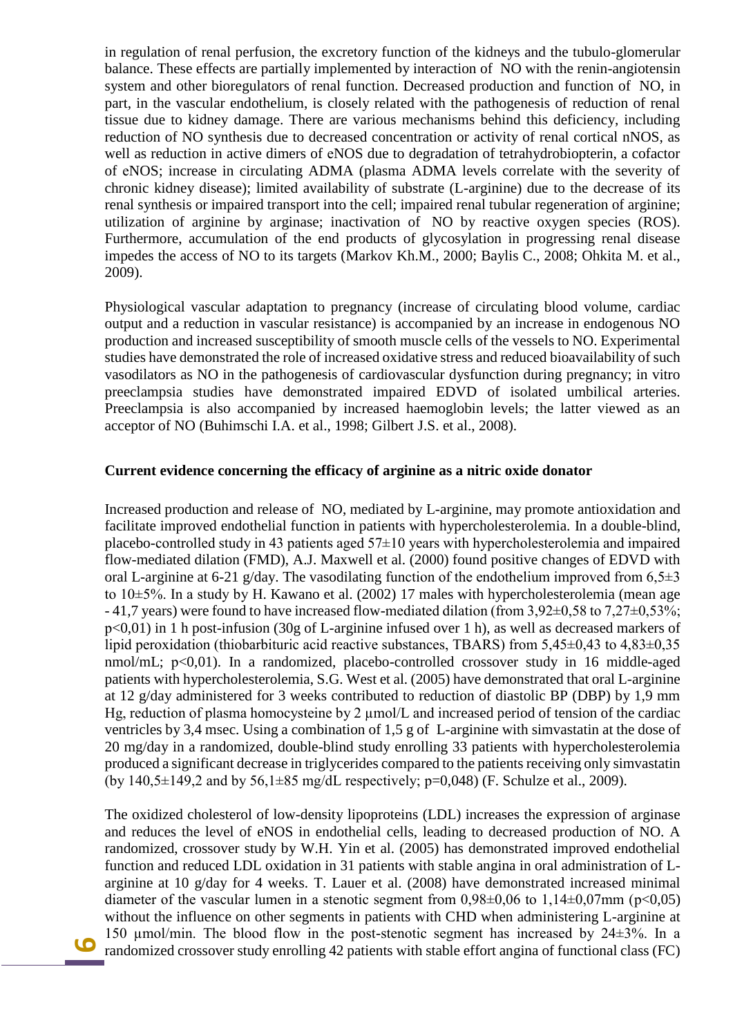in regulation of renal perfusion, the excretory function of the kidneys and the tubulo-glomerular balance. These effects are partially implemented by interaction of NO with the renin-angiotensin system and other bioregulators of renal function. Decreased production and function of NO, in part, in the vascular endothelium, is closely related with the pathogenesis of reduction of renal tissue due to kidney damage. There are various mechanisms behind this deficiency, including reduction of NO synthesis due to decreased concentration or activity of renal cortical nNOS, as well as reduction in active dimers of eNOS due to degradation of tetrahydrobiopterin, a cofactor of eNOS; increase in circulating ADMA (plasma ADMA levels correlate with the severity of chronic kidney disease); limited availability of substrate (L-arginine) due to the decrease of its renal synthesis or impaired transport into the cell; impaired renal tubular regeneration of arginine; utilization of arginine by arginase; inactivation of NO by reactive oxygen species (ROS). Furthermore, accumulation of the end products of glycosylation in progressing renal disease impedes the access of NO to its targets (Markov Kh.M., 2000; Baylis C., 2008; Ohkita M. et al., 2009).

Physiological vascular adaptation to pregnancy (increase of circulating blood volume, cardiac output and a reduction in vascular resistance) is accompanied by an increase in endogenous NO production and increased susceptibility of smooth muscle cells of the vessels to NO. Experimental studies have demonstrated the role of increased oxidative stress and reduced bioavailability of such vasodilators as NO in the pathogenesis of cardiovascular dysfunction during pregnancy; in vitro preeclampsia studies have demonstrated impaired EDVD of isolated umbilical arteries. Preeclampsia is also accompanied by increased haemoglobin levels; the latter viewed as an acceptor of NO (Buhimschi I.A. et al., 1998; Gilbert J.S. et al., 2008).

**Current evidence concerning the efficacy of arginine as a nitric oxide donator**

Increased production and release of NO, mediated by L-arginine, may promote antioxidation and facilitate improved endothelial function in patients with hypercholesterolemia. In a double-blind, placebo-controlled study in 43 patients aged 57±10 years with hypercholesterolemia and impaired flow-mediated dilation (FMD), A.J. Maxwell et al. (2000) found positive changes of EDVD with oral L-arginine at 6-21 g/day. The vasodilating function of the endothelium improved from 6,5±3 to 10±5%. In a study by H. Kawano et al. (2002) 17 males with hypercholesterolemia (mean age - 41,7 years) were found to have increased flow-mediated dilation (from 3,92±0,58 to 7,27±0,53%; $p<0,01$) in 1 h post-infusion (30g of L-arginine infused over 1 h), as well as decreased markers of lipid peroxidation (thiobarbituric acid reactive substances, TBARS) from 5,45±0,43 to 4,83±0,35 nmol/mL; $p<0,01$). In a randomized, placebo-controlled crossover study in 16 middle-aged patients with hypercholesterolemia, S.G. West et al. (2005) have demonstrated that oral L-arginine at 12 g/day administered for 3 weeks contributed to reduction of diastolic BP (DBP) by 1,9 mm Hg, reduction of plasma homocysteine by 2 µmol/L and increased period of tension of the cardiac ventricles by 3,4 msec. Using a combination of 1,5 g of L-arginine with simvastatin at the dose of 20 mg/day in a randomized, double-blind study enrolling 33 patients with hypercholesterolemia produced a significant decrease in triglycerides compared to the patients receiving only simvastatin (by 140,5±149,2 and by 56,1±85 mg/dL respectively; $p=0,048$) (F. Schulze et al., 2009).

The oxidized cholesterol of low-density lipoproteins (LDL) increases the expression of arginase and reduces the level of eNOS in endothelial cells, leading to decreased production of NO. A randomized, crossover study by W.H. Yin et al. (2005) has demonstrated improved endothelial function and reduced LDL oxidation in 31 patients with stable angina in oral administration of L-arginine at 10 g/day for 4 weeks. T. Lauer et al. (2008) have demonstrated increased minimal diameter of the vascular lumen in a stenotic segment from 0,98±0,06 to 1,14±0,07mm ($p<0,05$) without the influence on other segments in patients with CHD when administering L-arginine at 150 µmol/min. The blood flow in the post-stenotic segment has increased by 24±3%. In a randomized crossover study enrolling 42 patients with stable effort angina of functional class (FC)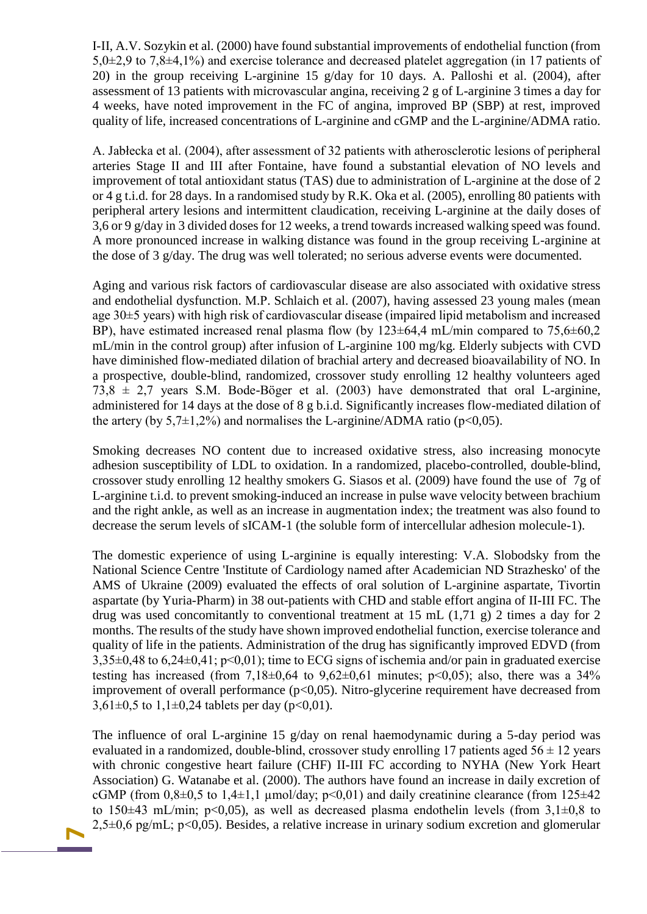I-II, A.V. Sozykin et al. (2000) have found substantial improvements of endothelial function (from 5,0±2,9 to 7,8±4,1%) and exercise tolerance and decreased platelet aggregation (in 17 patients of 20) in the group receiving L-arginine 15 g/day for 10 days. A. Palloshi et al. (2004), after assessment of 13 patients with microvascular angina, receiving 2 g of L-arginine 3 times a day for 4 weeks, have noted improvement in the FC of angina, improved BP (SBP) at rest, improved quality of life, increased concentrations of L-arginine and cGMP and the L-arginine/ADMA ratio.

A. Jabłecka et al. (2004), after assessment of 32 patients with atherosclerotic lesions of peripheral arteries Stage II and III after Fontaine, have found a substantial elevation of NO levels and improvement of total antioxidant status (TAS) due to administration of L-arginine at the dose of 2 or 4 g t.i.d. for 28 days. In a randomised study by R.K. Oka et al. (2005), enrolling 80 patients with peripheral artery lesions and intermittent claudication, receiving L-arginine at the daily doses of 3,6 or 9 g/day in 3 divided doses for 12 weeks, a trend towards increased walking speed was found. A more pronounced increase in walking distance was found in the group receiving L-arginine at the dose of 3 g/day. The drug was well tolerated; no serious adverse events were documented.

Aging and various risk factors of cardiovascular disease are also associated with oxidative stress and endothelial dysfunction. M.P. Schlaich et al. (2007), having assessed 23 young males (mean age 30±5 years) with high risk of cardiovascular disease (impaired lipid metabolism and increased BP), have estimated increased renal plasma flow (by 123±64,4 mL/min compared to 75,6±60,2 mL/min in the control group) after infusion of L-arginine 100 mg/kg. Elderly subjects with CVD have diminished flow-mediated dilation of brachial artery and decreased bioavailability of NO. In a prospective, double-blind, randomized, crossover study enrolling 12 healthy volunteers aged 73,8 ± 2,7 years S.M. Bode-Böger et al. (2003) have demonstrated that oral L-arginine, administered for 14 days at the dose of 8 g b.i.d. Significantly increases flow-mediated dilation of the artery (by 5,7±1,2%) and normalises the L-arginine/ADMA ratio ($p<0,05$).

Smoking decreases NO content due to increased oxidative stress, also increasing monocyte adhesion susceptibility of LDL to oxidation. In a randomized, placebo-controlled, double-blind, crossover study enrolling 12 healthy smokers G. Siasos et al. (2009) have found the use of 7g of L-arginine t.i.d. to prevent smoking-induced an increase in pulse wave velocity between brachium and the right ankle, as well as an increase in augmentation index; the treatment was also found to decrease the serum levels of sICAM-1 (the soluble form of intercellular adhesion molecule-1).

The domestic experience of using L-arginine is equally interesting: V.A. Slobodsky from the National Science Centre 'Institute of Cardiology named after Academician ND Strazhesko' of the AMS of Ukraine (2009) evaluated the effects of oral solution of L-arginine aspartate, Tivortin aspartate (by Yuria-Pharm) in 38 out-patients with CHD and stable effort angina of II-III FC. The drug was used concomitantly to conventional treatment at 15 mL (1,71 g) 2 times a day for 2 months. The results of the study have shown improved endothelial function, exercise tolerance and quality of life in the patients. Administration of the drug has significantly improved EDVD (from 3,35±0,48 to 6,24±0,41; $p<0,01$); time to ECG signs of ischemia and/or pain in graduated exercise testing has increased (from 7,18±0,64 to 9,62±0,61 minutes; $p<0,05$); also, there was a 34% improvement of overall performance ($p<0,05$). Nitro-glycerine requirement have decreased from 3,61±0,5 to 1,1±0,24 tablets per day ($p<0,01$).

The influence of oral L-arginine 15 g/day on renal haemodynamic during a 5-day period was evaluated in a randomized, double-blind, crossover study enrolling 17 patients aged 56 ± 12 years with chronic congestive heart failure (CHF) II-III FC according to NYHA (New York Heart Association) G. Watanabe et al. (2000). The authors have found an increase in daily excretion of cGMP (from 0,8±0,5 to 1,4±1,1 µmol/day; $p<0,01$) and daily creatinine clearance (from 125±42 to 150±43 mL/min; $p<0,05$), as well as decreased plasma endothelin levels (from 3,1±0,8 to 2,5±0,6 pg/mL; $p<0,05$). Besides, a relative increase in urinary sodium excretion and glomerular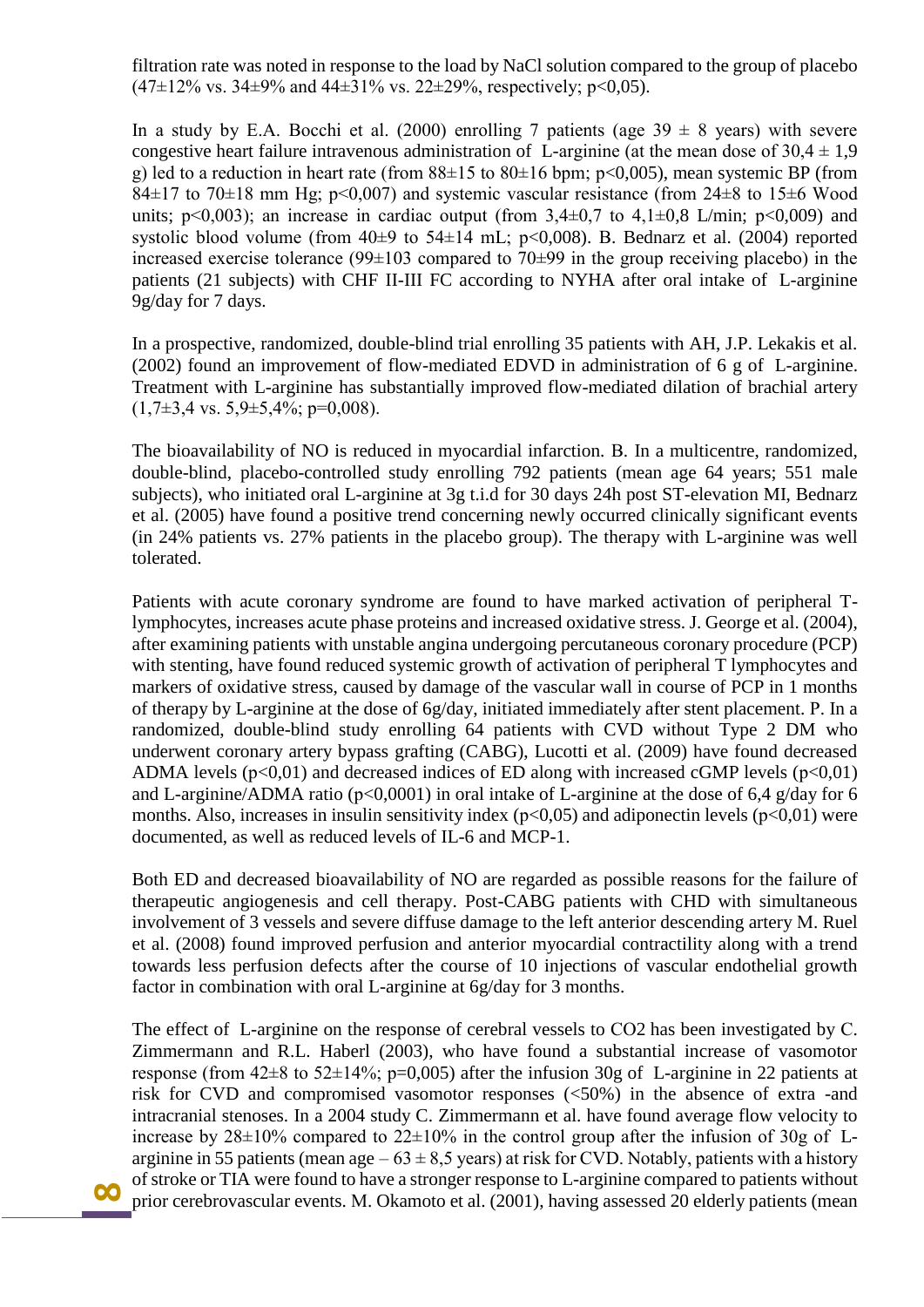filtration rate was noted in response to the load by NaCl solution compared to the group of placebo (47±12% vs. 34±9% and 44±31% vs. 22±29%, respectively; $p<0,05$).

In a study by E.A. Bocchi et al. (2000) enrolling 7 patients (age 39 ± 8 years) with severe congestive heart failure intravenous administration of L-arginine (at the mean dose of 30,4 ± 1,9 g) led to a reduction in heart rate (from 88±15 to 80±16 bpm; $p<0,005$), mean systemic BP (from 84±17 to 70±18 mm Hg; $p<0,007$) and systemic vascular resistance (from 24±8 to 15±6 Wood units; $p<0,003$); an increase in cardiac output (from 3,4±0,7 to 4,1±0,8 L/min; $p<0,009$) and systolic blood volume (from 40±9 to 54±14 mL; $p<0,008$). B. Bednarz et al. (2004) reported increased exercise tolerance (99±103 compared to 70±99 in the group receiving placebo) in the patients (21 subjects) with CHF II-III FC according to NYHA after oral intake of L-arginine 9g/day for 7 days.

In a prospective, randomized, double-blind trial enrolling 35 patients with AH, J.P. Lekakis et al. (2002) found an improvement of flow-mediated EDVD in administration of 6 g of L-arginine. Treatment with L-arginine has substantially improved flow-mediated dilation of brachial artery (1,7±3,4 vs. 5,9±5,4%; $p=0,008$).

The bioavailability of NO is reduced in myocardial infarction. B. In a multicentre, randomized, double-blind, placebo-controlled study enrolling 792 patients (mean age 64 years; 551 male subjects), who initiated oral L-arginine at 3g t.i.d for 30 days 24h post ST-elevation MI, Bednarz et al. (2005) have found a positive trend concerning newly occurred clinically significant events (in 24% patients vs. 27% patients in the placebo group). The therapy with L-arginine was well tolerated.

Patients with acute coronary syndrome are found to have marked activation of peripheral T-lymphocytes, increases acute phase proteins and increased oxidative stress. J. George et al. (2004), after examining patients with unstable angina undergoing percutaneous coronary procedure (PCP) with stenting, have found reduced systemic growth of activation of peripheral T lymphocytes and markers of oxidative stress, caused by damage of the vascular wall in course of PCP in 1 months of therapy by L-arginine at the dose of 6g/day, initiated immediately after stent placement. P. In a randomized, double-blind study enrolling 64 patients with CVD without Type 2 DM who underwent coronary artery bypass grafting (CABG), Lucotti et al. (2009) have found decreased ADMA levels ($p<0,01$) and decreased indices of ED along with increased cGMP levels ($p<0,01$) and L-arginine/ADMA ratio ($p<0,0001$) in oral intake of L-arginine at the dose of 6,4 g/day for 6 months. Also, increases in insulin sensitivity index ($p<0,05$) and adiponectin levels ($p<0,01$) were documented, as well as reduced levels of IL-6 and MCP-1.

Both ED and decreased bioavailability of NO are regarded as possible reasons for the failure of therapeutic angiogenesis and cell therapy. Post-CABG patients with CHD with simultaneous involvement of 3 vessels and severe diffuse damage to the left anterior descending artery M. Ruel et al. (2008) found improved perfusion and anterior myocardial contractility along with a trend towards less perfusion defects after the course of 10 injections of vascular endothelial growth factor in combination with oral L-arginine at 6g/day for 3 months.

The effect of L-arginine on the response of cerebral vessels to $CO_2$ has been investigated by C. Zimmermann and R.L. Haberl (2003), who have found a substantial increase of vasomotor response (from 42±8 to 52±14%; $p=0,005$) after the infusion 30g of L-arginine in 22 patients at risk for CVD and compromised vasomotor responses (<50%) in the absence of extra -and intracranial stenoses. In a 2004 study C. Zimmermann et al. have found average flow velocity to increase by 28±10% compared to 22±10% in the control group after the infusion of 30g of L-arginine in 55 patients (mean age – 63 ± 8,5 years) at risk for CVD. Notably, patients with a history of stroke or TIA were found to have a stronger response to L-arginine compared to patients without prior cerebrovascular events. M. Okamoto et al. (2001), having assessed 20 elderly patients (mean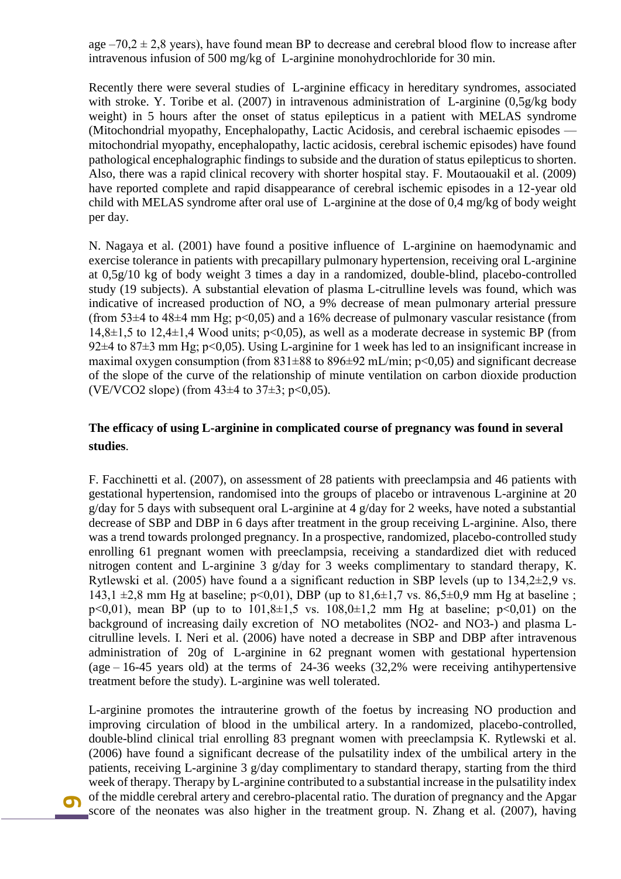age –70,2 ± 2,8 years), have found mean BP to decrease and cerebral blood flow to increase after intravenous infusion of 500 mg/kg of L-arginine monohydrochloride for 30 min.

Recently there were several studies of L-arginine efficacy in hereditary syndromes, associated with stroke. Y. Toribe et al. (2007) in intravenous administration of L-arginine (0,5g/kg body weight) in 5 hours after the onset of status epilepticus in a patient with MELAS syndrome (Mitochondrial myopathy, Encephalopathy, Lactic Acidosis, and cerebral ischaemic episodes — mitochondrial myopathy, encephalopathy, lactic acidosis, cerebral ischemic episodes) have found pathological encephalographic findings to subside and the duration of status epilepticus to shorten. Also, there was a rapid clinical recovery with shorter hospital stay. F. Moutaouakil et al. (2009) have reported complete and rapid disappearance of cerebral ischemic episodes in a 12-year old child with MELAS syndrome after oral use of L-arginine at the dose of 0,4 mg/kg of body weight per day.

N. Nagaya et al. (2001) have found a positive influence of L-arginine on haemodynamic and exercise tolerance in patients with precapillary pulmonary hypertension, receiving oral L-arginine at 0,5g/10 kg of body weight 3 times a day in a randomized, double-blind, placebo-controlled study (19 subjects). A substantial elevation of plasma L-citrulline levels was found, which was indicative of increased production of NO, a 9% decrease of mean pulmonary arterial pressure (from 53±4 to 48±4 mm Hg; $p<0,05$) and a 16% decrease of pulmonary vascular resistance (from 14,8±1,5 to 12,4±1,4 Wood units; $p<0,05$), as well as a moderate decrease in systemic BP (from 92±4 to 87±3 mm Hg; $p<0,05$). Using L-arginine for 1 week has led to an insignificant increase in maximal oxygen consumption (from 831±88 to 896±92 mL/min; $p<0,05$) and significant decrease of the slope of the curve of the relationship of minute ventilation on carbon dioxide production ($VE/VCO_2$ slope) (from 43±4 to 37±3; $p<0,05$).

**The efficacy of using L-arginine in complicated course of pregnancy was found in several studies**.

F. Facchinetti et al. (2007), on assessment of 28 patients with preeclampsia and 46 patients with gestational hypertension, randomised into the groups of placebo or intravenous L-arginine at 20 g/day for 5 days with subsequent oral L-arginine at 4 g/day for 2 weeks, have noted a substantial decrease of SBP and DBP in 6 days after treatment in the group receiving L-arginine. Also, there was a trend towards prolonged pregnancy. In a prospective, randomized, placebo-controlled study enrolling 61 pregnant women with preeclampsia, receiving a standardized diet with reduced nitrogen content and L-arginine 3 g/day for 3 weeks complimentary to standard therapy, K. Rytlewski et al. (2005) have found a a significant reduction in SBP levels (up to 134,2±2,9 vs. 143,1 ±2,8 mm Hg at baseline; $p<0,01$), DBP (up to 81,6±1,7 vs. 86,5±0,9 mm Hg at baseline ; $p<0,01$), mean BP (up to to 101,8±1,5 vs. 108,0±1,2 mm Hg at baseline; $p<0,01$) on the background of increasing daily excretion of NO metabolites ($NO_2^-$ and $NO_3^-$) and plasma L-citrulline levels. I. Neri et al. (2006) have noted a decrease in SBP and DBP after intravenous administration of 20g of L-arginine in 62 pregnant women with gestational hypertension (age – 16-45 years old) at the terms of 24-36 weeks (32,2% were receiving antihypertensive treatment before the study). L-arginine was well tolerated.

L-arginine promotes the intrauterine growth of the foetus by increasing NO production and improving circulation of blood in the umbilical artery. In a randomized, placebo-controlled, double-blind clinical trial enrolling 83 pregnant women with preeclampsia K. Rytlewski et al. (2006) have found a significant decrease of the pulsatility index of the umbilical artery in the patients, receiving L-arginine 3 g/day complimentary to standard therapy, starting from the third week of therapy. Therapy by L-arginine contributed to a substantial increase in the pulsatility index of the middle cerebral artery and cerebro-placental ratio. The duration of pregnancy and the Apgar score of the neonates was also higher in the treatment group. N. Zhang et al. (2007), having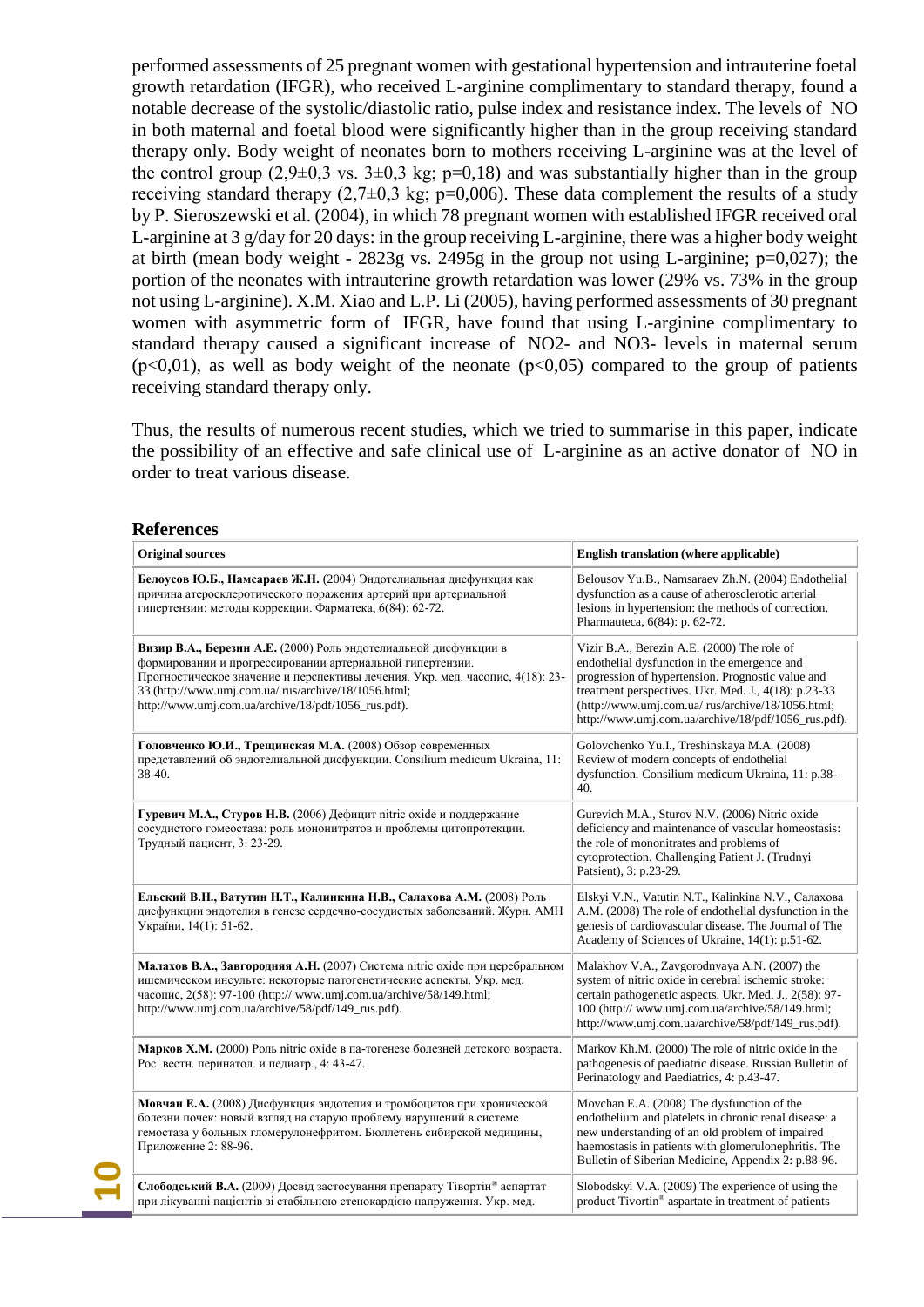performed assessments of 25 pregnant women with gestational hypertension and intrauterine foetal growth retardation (IFGR), who received L-arginine complimentary to standard therapy, found a notable decrease of the systolic/diastolic ratio, pulse index and resistance index. The levels of NO in both maternal and foetal blood were significantly higher than in the group receiving standard therapy only. Body weight of neonates born to mothers receiving L-arginine was at the level of the control group (2,9±0,3 vs. 3±0,3 kg; p=0,18) and was substantially higher than in the group receiving standard therapy (2,7±0,3 kg; p=0,006). These data complement the results of a study by P. Sieroszewski et al. (2004), in which 78 pregnant women with established IFGR received oral L-arginine at 3 g/day for 20 days: in the group receiving L-arginine, there was a higher body weight at birth (mean body weight - 2823g vs. 2495g in the group not using L-arginine; p=0,027); the portion of the neonates with intrauterine growth retardation was lower (29% vs. 73% in the group not using L-arginine). X.M. Xiao and L.P. Li (2005), having performed assessments of 30 pregnant women with asymmetric form of IFGR, have found that using L-arginine complimentary to standard therapy caused a significant increase of $NO_2^-$ and $NO_3^-$ levels in maternal serum (p<0,01), as well as body weight of the neonate (p<0,05) compared to the group of patients receiving standard therapy only.

Thus, the results of numerous recent studies, which we tried to summarise in this paper, indicate the possibility of an effective and safe clinical use of L-arginine as an active donator of NO in order to treat various disease.

## References

| Original sources | English translation (where applicable) |
|---|---|
| **Белоусов Ю.Б., Намсараев Ж.Н.** (2004) Эндотелиальная дисфункция как причина атеросклеротического поражения артерий при артериальной гипертензии: методы коррекции. Фарматека, 6(84): 62-72. | Belousov Yu.B., Namsaraev Zh.N. (2004) Endothelial dysfunction as a cause of atherosclerotic arterial lesions in hypertension: the methods of correction. Pharmauteca, 6(84): p. 62-72. |
| **Визир В.А., Березин А.Е.** (2000) Роль эндотелиальной дисфункции в формировании и прогрессировании артериальной гипертензии. Прогностическое значение и перспективы лечения. Укр. мед. часопис, 4(18): 23-33 (http://www.umj.com.ua/ rus/archive/18/1056.html; http://www.umj.com.ua/archive/18/pdf/1056_rus.pdf). | Vizir B.A., Berezin A.E. (2000) The role of endothelial dysfunction in the emergence and progression of hypertension. Prognostic value and treatment perspectives. Ukr. Med. J., 4(18): p.23-33 (http://www.umj.com.ua/ rus/archive/18/1056.html; http://www.umj.com.ua/archive/18/pdf/1056_rus.pdf). |
| **Головченко Ю.И., Трещинская М.А.** (2008) Обзор современных представлений об эндотелиальной дисфункции. Consilium medicum Ukraina, 11: 38-40. | Golovchenko Yu.I., Treshinskaya M.A. (2008) Review of modern concepts of endothelial dysfunction. Consilium medicum Ukraina, 11: p.38-40. |
| **Гуревич М.А., Стуров Н.В.** (2006) Дефицит nitric oxide и поддержание сосудистого гомеостаза: роль мононитратов и проблемы цитопротекции. Трудный пациент, 3: 23-29. | Gurevich M.A., Sturov N.V. (2006) Nitric oxide deficiency and maintenance of vascular homeostasis: the role of mononitrates and problems of cytoprotection. Challenging Patient J. (Trudnyi Patsient), 3: p.23-29. |
| **Ельский В.Н., Ватутин Н.Т., Калинкина Н.В., Салахова А.М.** (2008) Роль дисфункции эндотелия в генезе сердечно-сосудистых заболеваний. Журн. АМН України, 14(1): 51-62. | Elskyi V.N., Vatutin N.T., Kalinkina N.V., Салахова A.M. (2008) The role of endothelial dysfunction in the genesis of cardiovascular disease. The Journal of The Academy of Sciences of Ukraine, 14(1): p.51-62. |
| **Малахов В.А., Завгородняя А.Н.** (2007) Система nitric oxide при церебральном ишемическом инсульте: некоторые патогенетические аспекты. Укр. мед. часопис, 2(58): 97-100 (http:// www.umj.com.ua/archive/58/149.html; http://www.umj.com.ua/archive/58/pdf/149_rus.pdf). | Malakhov V.A., Zavgorodnyaya A.N. (2007) the system of nitric oxide in cerebral ischemic stroke: certain pathogenetic aspects. Ukr. Med. J., 2(58): 97-100 (http:// www.umj.com.ua/archive/58/149.html; http://www.umj.com.ua/archive/58/pdf/149_rus.pdf). |
| **Марков Х.М.** (2000) Роль nitric oxide в па-тогенезе болезней детского возраста. Рос. вестн. перинатол. и педиатр., 4: 43-47. | Markov Kh.M. (2000) The role of nitric oxide in the pathogenesis of paediatric disease. Russian Bulletin of Perinatology and Paediatrics, 4: p.43-47. |
| **Мовчан Е.А.** (2008) Дисфункция эндотелия и тромбоцитов при хронической болезни почек: новый взгляд на старую проблему нарушений в системе гемостаза у больных гломерулонефритом. Бюллетень сибирской медицины, Приложение 2: 88-96. | Movchan E.A. (2008) The dysfunction of the endothelium and platelets in chronic renal disease: a new understanding of an old problem of impaired haemostasis in patients with glomerulonephritis. The Bulletin of Siberian Medicine, Appendix 2: p.88-96. |
| **Слободський В.А.** (2009) Досвід застосування препарату Тівортін® аспартат при лікуванні пацієнтів зі стабільною стенокардією напруження. Укр. мед. | Slobodskyi V.A. (2009) The experience of using the product Tivortin® aspartate in treatment of patients |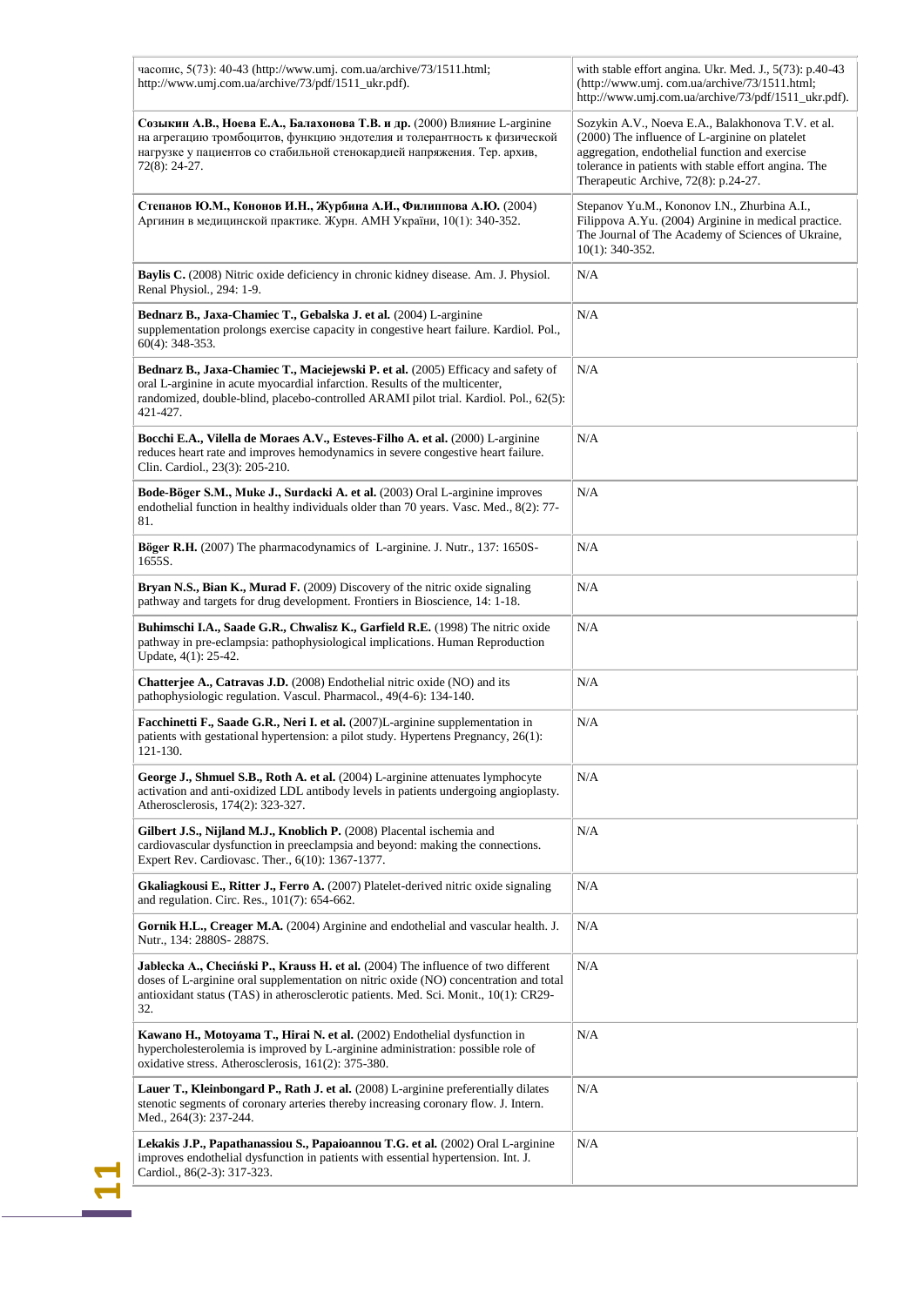| | |
|---|---|
| часопис, 5(73): 40-43 (http://www.umj. com.ua/archive/73/1511.html; http://www.umj.com.ua/archive/73/pdf/1511_ukr.pdf). | with stable effort angina. Ukr. Med. J., 5(73): p.40-43 (http://www.umj. com.ua/archive/73/1511.html; http://www.umj.com.ua/archive/73/pdf/1511_ukr.pdf). |
| **Созыкин А.В., Ноева Е.А., Балахонова Т.В. и др.** (2000) Влияние L-arginine на агрегацию тромбоцитов, функцию эндотелия и толерантность к физической нагрузке у пациентов со стабильной стенокардией напряжения. Тер. архив, 72(8): 24-27. | Sozykin A.V., Noeva E.A., Balakhonova T.V. et al. (2000) The influence of L-arginine on platelet aggregation, endothelial function and exercise tolerance in patients with stable effort angina. The Therapeutic Archive, 72(8): p.24-27. |
| **Степанов Ю.М., Кононов И.Н., Журбина А.И., Филиппова А.Ю.** (2004) Аргинин в медицинской практике. Журн. АМН України, 10(1): 340-352. | Stepanov Yu.M., Kononov I.N., Zhurbina A.I., Filippova A.Yu. (2004) Arginine in medical practice. The Journal of The Academy of Sciences of Ukraine, 10(1): 340-352. |
| **Baylis C.** (2008) Nitric oxide deficiency in chronic kidney disease. Am. J. Physiol. Renal Physiol., 294: 1-9. | N/A |
| **Bednarz B., Jaxa-Chamiec T., Gebalska J. et al.** (2004) L-arginine supplementation prolongs exercise capacity in congestive heart failure. Kardiol. Pol., 60(4): 348-353. | N/A |
| **Bednarz B., Jaxa-Chamiec T., Maciejewski P. et al.** (2005) Efficacy and safety of oral L-arginine in acute myocardial infarction. Results of the multicenter, randomized, double-blind, placebo-controlled ARAMI pilot trial. Kardiol. Pol., 62(5): 421-427. | N/A |
| **Bocchi E.A., Vilella de Moraes A.V., Esteves-Filho A. et al.** (2000) L-arginine reduces heart rate and improves hemodynamics in severe congestive heart failure. Clin. Cardiol., 23(3): 205-210. | N/A |
| **Bode-Böger S.M., Muke J., Surdacki A. et al.** (2003) Oral L-arginine improves endothelial function in healthy individuals older than 70 years. Vasc. Med., 8(2): 77-81. | N/A |
| **Böger R.H.** (2007) The pharmacodynamics of L-arginine. J. Nutr., 137: 1650S-1655S. | N/A |
| **Bryan N.S., Bian K., Murad F.** (2009) Discovery of the nitric oxide signaling pathway and targets for drug development. Frontiers in Bioscience, 14: 1-18. | N/A |
| **Buhimschi I.A., Saade G.R., Chwalisz K., Garfield R.E.** (1998) The nitric oxide pathway in pre-eclampsia: pathophysiological implications. Human Reproduction Update, 4(1): 25-42. | N/A |
| **Chatterjee A., Catravas J.D.** (2008) Endothelial nitric oxide (NO) and its pathophysiologic regulation. Vascul. Pharmacol., 49(4-6): 134-140. | N/A |
| **Facchinetti F., Saade G.R., Neri I. et al.** (2007)L-arginine supplementation in patients with gestational hypertension: a pilot study. Hypertens Pregnancy, 26(1): 121-130. | N/A |
| **George J., Shmuel S.B., Roth A. et al.** (2004) L-arginine attenuates lymphocyte activation and anti-oxidized LDL antibody levels in patients undergoing angioplasty. Atherosclerosis, 174(2): 323-327. | N/A |
| **Gilbert J.S., Nijland M.J., Knoblich P.** (2008) Placental ischemia and cardiovascular dysfunction in preeclampsia and beyond: making the connections. Expert Rev. Cardiovasc. Ther., 6(10): 1367-1377. | N/A |
| **Gkaliagkousi E., Ritter J., Ferro A.** (2007) Platelet-derived nitric oxide signaling and regulation. Circ. Res., 101(7): 654-662. | N/A |
| **Gornik H.L., Creager M.A.** (2004) Arginine and endothelial and vascular health. J. Nutr., 134: 2880S- 2887S. | N/A |
| **Jablecka A., Checiński P., Krauss H. et al.** (2004) The influence of two different doses of L-arginine oral supplementation on nitric oxide (NO) concentration and total antioxidant status (TAS) in atherosclerotic patients. Med. Sci. Monit., 10(1): CR29-32. | N/A |
| **Kawano H., Motoyama T., Hirai N. et al.** (2002) Endothelial dysfunction in hypercholesterolemia is improved by L-arginine administration: possible role of oxidative stress. Atherosclerosis, 161(2): 375-380. | N/A |
| **Lauer T., Kleinbongard P., Rath J. et al.** (2008) L-arginine preferentially dilates stenotic segments of coronary arteries thereby increasing coronary flow. J. Intern. Med., 264(3): 237-244. | N/A |
| **Lekakis J.P., Papathanassiou S., Papaioannou T.G. et al.** (2002) Oral L-arginine improves endothelial dysfunction in patients with essential hypertension. Int. J. Cardiol., 86(2-3): 317-323. | N/A |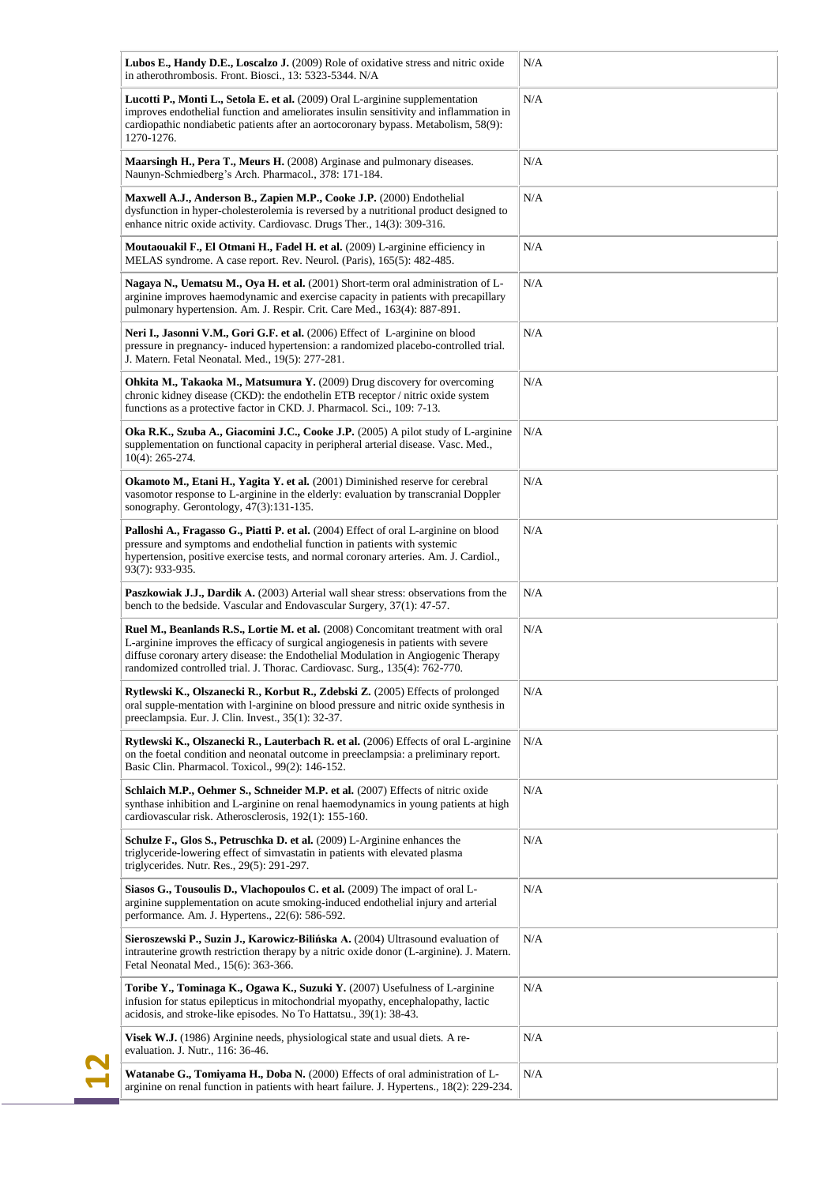| | |
|---|---|
| **Lubos E., Handy D.E., Loscalzo J.** (2009) Role of oxidative stress and nitric oxide in atherothrombosis. Front. Biosci., 13: 5323-5344. N/A | N/A |
| **Lucotti P., Monti L., Setola E. et al.** (2009) Oral L-arginine supplementation improves endothelial function and ameliorates insulin sensitivity and inflammation in cardiopathic nondiabetic patients after an aortocoronary bypass. Metabolism, 58(9): 1270-1276. | N/A |
| **Maarsingh H., Pera T., Meurs H.** (2008) Arginase and pulmonary diseases. Naunyn-Schmiedberg's Arch. Pharmacol., 378: 171-184. | N/A |
| **Maxwell A.J., Anderson B., Zapien M.P., Cooke J.P.** (2000) Endothelial dysfunction in hyper-cholesterolemia is reversed by a nutritional product designed to enhance nitric oxide activity. Cardiovasc. Drugs Ther., 14(3): 309-316. | N/A |
| **Moutaouakil F., El Otmani H., Fadel H. et al.** (2009) L-arginine efficiency in MELAS syndrome. A case report. Rev. Neurol. (Paris), 165(5): 482-485. | N/A |
| **Nagaya N., Uematsu M., Oya H. et al.** (2001) Short-term oral administration of L-arginine improves haemodynamic and exercise capacity in patients with precapillary pulmonary hypertension. Am. J. Respir. Crit. Care Med., 163(4): 887-891. | N/A |
| **Neri I., Jasonni V.M., Gori G.F. et al.** (2006) Effect of L-arginine on blood pressure in pregnancy- induced hypertension: a randomized placebo-controlled trial. J. Matern. Fetal Neonatal. Med., 19(5): 277-281. | N/A |
| **Ohkita M., Takaoka M., Matsumura Y.** (2009) Drug discovery for overcoming chronic kidney disease (CKD): the endothelin ETB receptor / nitric oxide system functions as a protective factor in CKD. J. Pharmacol. Sci., 109: 7-13. | N/A |
| **Oka R.K., Szuba A., Giacomini J.C., Cooke J.P.** (2005) A pilot study of L-arginine supplementation on functional capacity in peripheral arterial disease. Vasc. Med., 10(4): 265-274. | N/A |
| **Okamoto M., Etani H., Yagita Y. et al.** (2001) Diminished reserve for cerebral vasomotor response to L-arginine in the elderly: evaluation by transcranial Doppler sonography. Gerontology, 47(3):131-135. | N/A |
| **Palloshi A., Fragasso G., Piatti P. et al.** (2004) Effect of oral L-arginine on blood pressure and symptoms and endothelial function in patients with systemic hypertension, positive exercise tests, and normal coronary arteries. Am. J. Cardiol., 93(7): 933-935. | N/A |
| **Paszkowiak J.J., Dardik A.** (2003) Arterial wall shear stress: observations from the bench to the bedside. Vascular and Endovascular Surgery, 37(1): 47-57. | N/A |
| **Ruel M., Beanlands R.S., Lortie M. et al.** (2008) Concomitant treatment with oral L-arginine improves the efficacy of surgical angiogenesis in patients with severe diffuse coronary artery disease: the Endothelial Modulation in Angiogenic Therapy randomized controlled trial. J. Thorac. Cardiovasc. Surg., 135(4): 762-770. | N/A |
| **Rytlewski K., Olszanecki R., Korbut R., Zdebski Z.** (2005) Effects of prolonged oral supple-mentation with l-arginine on blood pressure and nitric oxide synthesis in preeclampsia. Eur. J. Clin. Invest., 35(1): 32-37. | N/A |
| **Rytlewski K., Olszanecki R., Lauterbach R. et al.** (2006) Effects of oral L-arginine on the foetal condition and neonatal outcome in preeclampsia: a preliminary report. Basic Clin. Pharmacol. Toxicol., 99(2): 146-152. | N/A |
| **Schlaich M.P., Oehmer S., Schneider M.P. et al.** (2007) Effects of nitric oxide synthase inhibition and L-arginine on renal haemodynamics in young patients at high cardiovascular risk. Atherosclerosis, 192(1): 155-160. | N/A |
| **Schulze F., Glos S., Petruschka D. et al.** (2009) L-Arginine enhances the triglyceride-lowering effect of simvastatin in patients with elevated plasma triglycerides. Nutr. Res., 29(5): 291-297. | N/A |
| **Siasos G., Tousoulis D., Vlachopoulos C. et al.** (2009) The impact of oral L-arginine supplementation on acute smoking-induced endothelial injury and arterial performance. Am. J. Hypertens., 22(6): 586-592. | N/A |
| **Sieroszewski P., Suzin J., Karowicz-Bilińska A.** (2004) Ultrasound evaluation of intrauterine growth restriction therapy by a nitric oxide donor (L-arginine). J. Matern. Fetal Neonatal Med., 15(6): 363-366. | N/A |
| **Toribe Y., Tominaga K., Ogawa K., Suzuki Y.** (2007) Usefulness of L-arginine infusion for status epilepticus in mitochondrial myopathy, encephalopathy, lactic acidosis, and stroke-like episodes. No To Hattatsu., 39(1): 38-43. | N/A |
| **Visek W.J.** (1986) Arginine needs, physiological state and usual diets. A re-evaluation. J. Nutr., 116: 36-46. | N/A |
| **Watanabe G., Tomiyama H., Doba N.** (2000) Effects of oral administration of L-arginine on renal function in patients with heart failure. J. Hypertens., 18(2): 229-234. | N/A |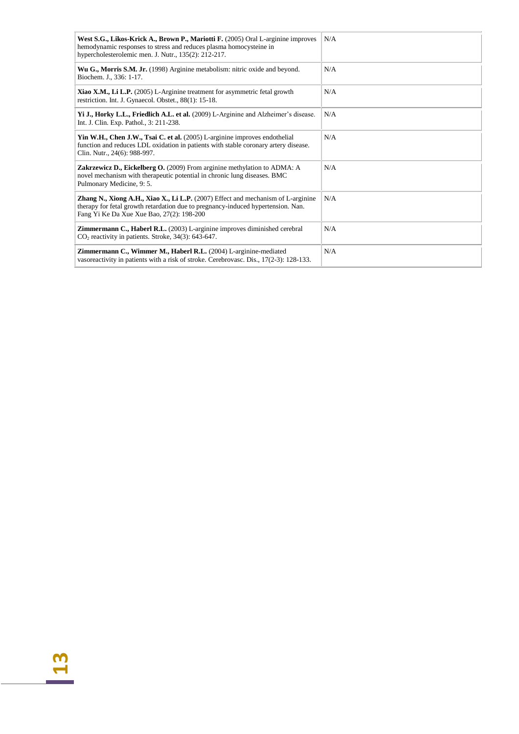| | |
|---|---|
| **West S.G., Likos-Krick A., Brown P., Mariotti F.** (2005) Oral L-arginine improves hemodynamic responses to stress and reduces plasma homocysteine in hypercholesterolemic men. J. Nutr., 135(2): 212-217. | N/A |
| **Wu G., Morris S.M. Jr.** (1998) Arginine metabolism: nitric oxide and beyond. Biochem. J., 336: 1-17. | N/A |
| **Xiao X.M., Li L.P.** (2005) L-Arginine treatment for asymmetric fetal growth restriction. Int. J. Gynaecol. Obstet., 88(1): 15-18. | N/A |
| **Yi J., Horky L.L., Friedlich A.L. et al.** (2009) L-Arginine and Alzheimer's disease. Int. J. Clin. Exp. Pathol., 3: 211-238. | N/A |
| **Yin W.H., Chen J.W., Tsai C. et al.** (2005) L-arginine improves endothelial function and reduces LDL oxidation in patients with stable coronary artery disease. Clin. Nutr., 24(6): 988-997. | N/A |
| **Zakrzewicz D., Eickelberg O.** (2009) From arginine methylation to ADMA: A novel mechanism with therapeutic potential in chronic lung diseases. BMC Pulmonary Medicine, 9: 5. | N/A |
| **Zhang N., Xiong A.H., Xiao X., Li L.P.** (2007) Effect and mechanism of L-arginine therapy for fetal growth retardation due to pregnancy-induced hypertension. Nan. Fang Yi Ke Da Xue Xue Bao, 27(2): 198-200 | N/A |
| **Zimmermann C., Haberl R.L.** (2003) L-arginine improves diminished cerebral $CO_2$ reactivity in patients. Stroke, 34(3): 643-647. | N/A |
| **Zimmermann C., Wimmer M., Haberl R.L.** (2004) L-arginine-mediated vasoreactivity in patients with a risk of stroke. Cerebrovasc. Dis., 17(2-3): 128-133. | N/A |